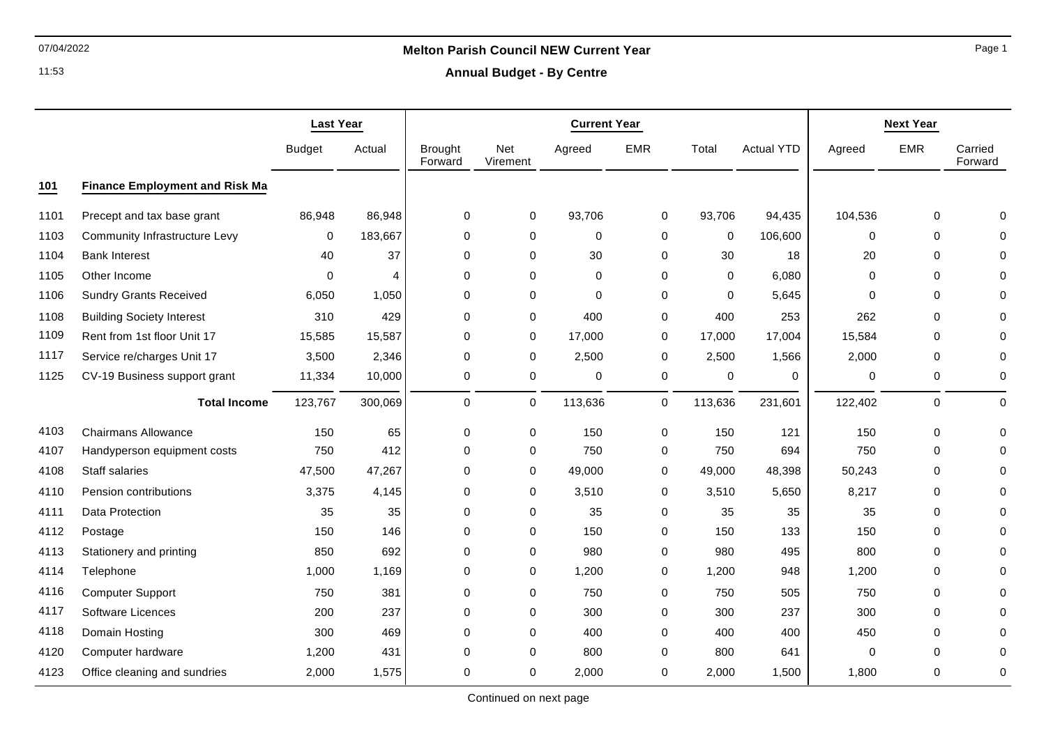# Melton Parish Council NEW Current Year

## Annual Budget - By Centre

| | | Last Year | | Current Year | | | | | | Next Year | | |
|---|---|---|---|---|---|---|---|---|---|---|---|---|
| | | Budget | Actual | Brought Forward | Net Virement | Agreed | EMR | Total | Actual YTD | Agreed | EMR | Carried Forward |
| **101** | **Finance Employment and Risk Ma** | | | | | | | | | | | |
| 1101 | Precept and tax base grant | 86,948 | 86,948 | 0 | 0 | 93,706 | 0 | 93,706 | 94,435 | 104,536 | 0 | 0 |
| 1103 | Community Infrastructure Levy | 0 | 183,667 | 0 | 0 | 0 | 0 | 0 | 106,600 | 0 | 0 | 0 |
| 1104 | Bank Interest | 40 | 37 | 0 | 0 | 30 | 0 | 30 | 18 | 20 | 0 | 0 |
| 1105 | Other Income | 0 | 4 | 0 | 0 | 0 | 0 | 0 | 6,080 | 0 | 0 | 0 |
| 1106 | Sundry Grants Received | 6,050 | 1,050 | 0 | 0 | 0 | 0 | 0 | 5,645 | 0 | 0 | 0 |
| 1108 | Building Society Interest | 310 | 429 | 0 | 0 | 400 | 0 | 400 | 253 | 262 | 0 | 0 |
| 1109 | Rent from 1st floor Unit 17 | 15,585 | 15,587 | 0 | 0 | 17,000 | 0 | 17,000 | 17,004 | 15,584 | 0 | 0 |
| 1117 | Service re/charges Unit 17 | 3,500 | 2,346 | 0 | 0 | 2,500 | 0 | 2,500 | 1,566 | 2,000 | 0 | 0 |
| 1125 | CV-19 Business support grant | 11,334 | 10,000 | 0 | 0 | 0 | 0 | 0 | 0 | 0 | 0 | 0 |
| | **Total Income** | 123,767 | 300,069 | 0 | 0 | 113,636 | 0 | 113,636 | 231,601 | 122,402 | 0 | 0 |
| 4103 | Chairmans Allowance | 150 | 65 | 0 | 0 | 150 | 0 | 150 | 121 | 150 | 0 | 0 |
| 4107 | Handyperson equipment costs | 750 | 412 | 0 | 0 | 750 | 0 | 750 | 694 | 750 | 0 | 0 |
| 4108 | Staff salaries | 47,500 | 47,267 | 0 | 0 | 49,000 | 0 | 49,000 | 48,398 | 50,243 | 0 | 0 |
| 4110 | Pension contributions | 3,375 | 4,145 | 0 | 0 | 3,510 | 0 | 3,510 | 5,650 | 8,217 | 0 | 0 |
| 4111 | Data Protection | 35 | 35 | 0 | 0 | 35 | 0 | 35 | 35 | 35 | 0 | 0 |
| 4112 | Postage | 150 | 146 | 0 | 0 | 150 | 0 | 150 | 133 | 150 | 0 | 0 |
| 4113 | Stationery and printing | 850 | 692 | 0 | 0 | 980 | 0 | 980 | 495 | 800 | 0 | 0 |
| 4114 | Telephone | 1,000 | 1,169 | 0 | 0 | 1,200 | 0 | 1,200 | 948 | 1,200 | 0 | 0 |
| 4116 | Computer Support | 750 | 381 | 0 | 0 | 750 | 0 | 750 | 505 | 750 | 0 | 0 |
| 4117 | Software Licences | 200 | 237 | 0 | 0 | 300 | 0 | 300 | 237 | 300 | 0 | 0 |
| 4118 | Domain Hosting | 300 | 469 | 0 | 0 | 400 | 0 | 400 | 400 | 450 | 0 | 0 |
| 4120 | Computer hardware | 1,200 | 431 | 0 | 0 | 800 | 0 | 800 | 641 | 0 | 0 | 0 |
| 4123 | Office cleaning and sundries | 2,000 | 1,575 | 0 | 0 | 2,000 | 0 | 2,000 | 1,500 | 1,800 | 0 | 0 |

Continued on next page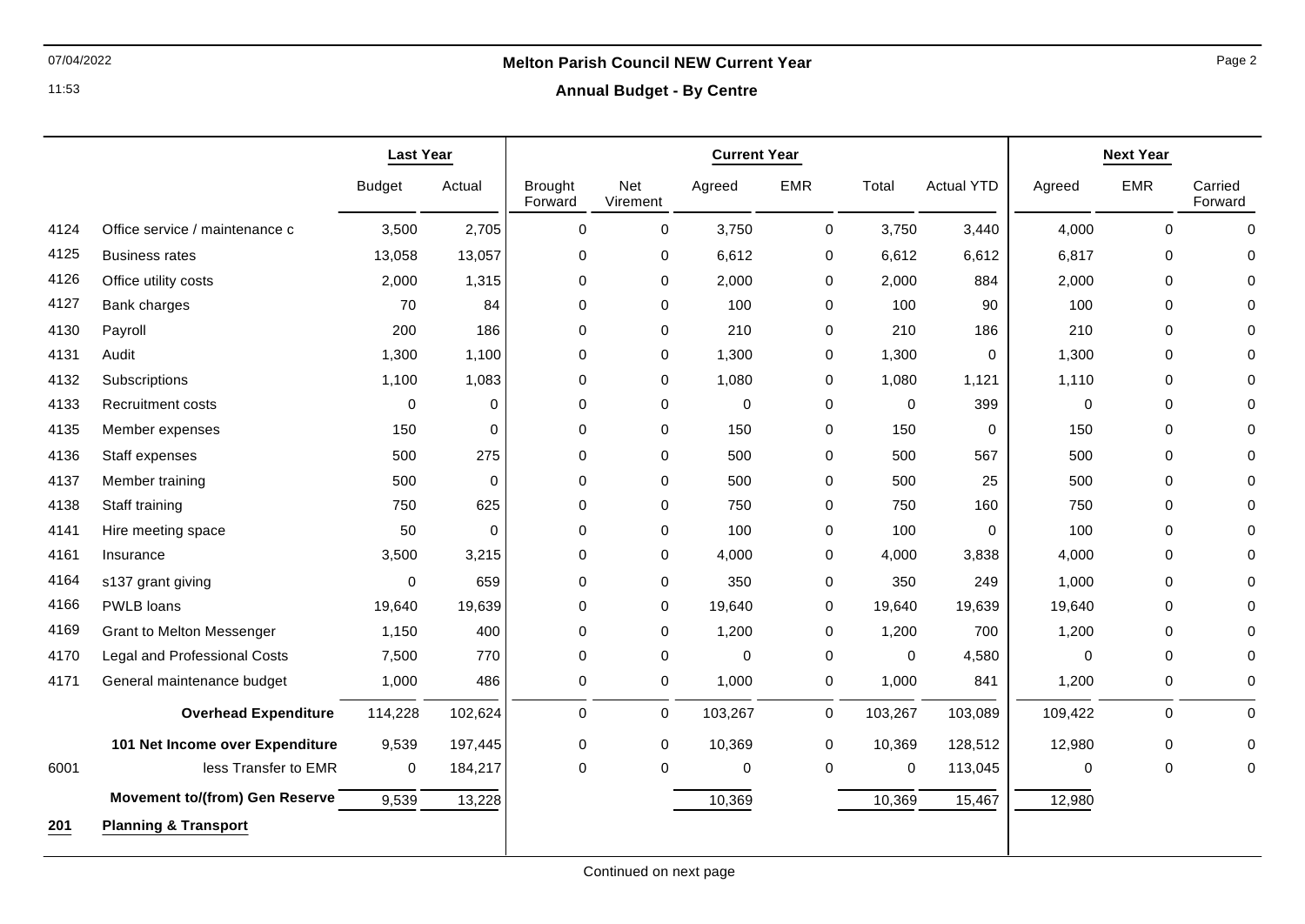| | | Last Year | | Current Year | | | | | | Next Year | | |
|---|---|---|---|---|---|---|---|---|---|---|---|---|
| | | Budget | Actual | Brought Forward | Net Virement | Agreed | EMR | Total | Actual YTD | Agreed | EMR | Carried Forward |
| 4124 | Office service / maintenance c | 3,500 | 2,705 | 0 | 0 | 3,750 | 0 | 3,750 | 3,440 | 4,000 | 0 | 0 |
| 4125 | Business rates | 13,058 | 13,057 | 0 | 0 | 6,612 | 0 | 6,612 | 6,612 | 6,817 | 0 | 0 |
| 4126 | Office utility costs | 2,000 | 1,315 | 0 | 0 | 2,000 | 0 | 2,000 | 884 | 2,000 | 0 | 0 |
| 4127 | Bank charges | 70 | 84 | 0 | 0 | 100 | 0 | 100 | 90 | 100 | 0 | 0 |
| 4130 | Payroll | 200 | 186 | 0 | 0 | 210 | 0 | 210 | 186 | 210 | 0 | 0 |
| 4131 | Audit | 1,300 | 1,100 | 0 | 0 | 1,300 | 0 | 1,300 | 0 | 1,300 | 0 | 0 |
| 4132 | Subscriptions | 1,100 | 1,083 | 0 | 0 | 1,080 | 0 | 1,080 | 1,121 | 1,110 | 0 | 0 |
| 4133 | Recruitment costs | 0 | 0 | 0 | 0 | 0 | 0 | 0 | 399 | 0 | 0 | 0 |
| 4135 | Member expenses | 150 | 0 | 0 | 0 | 150 | 0 | 150 | 0 | 150 | 0 | 0 |
| 4136 | Staff expenses | 500 | 275 | 0 | 0 | 500 | 0 | 500 | 567 | 500 | 0 | 0 |
| 4137 | Member training | 500 | 0 | 0 | 0 | 500 | 0 | 500 | 25 | 500 | 0 | 0 |
| 4138 | Staff training | 750 | 625 | 0 | 0 | 750 | 0 | 750 | 160 | 750 | 0 | 0 |
| 4141 | Hire meeting space | 50 | 0 | 0 | 0 | 100 | 0 | 100 | 0 | 100 | 0 | 0 |
| 4161 | Insurance | 3,500 | 3,215 | 0 | 0 | 4,000 | 0 | 4,000 | 3,838 | 4,000 | 0 | 0 |
| 4164 | s137 grant giving | 0 | 659 | 0 | 0 | 350 | 0 | 350 | 249 | 1,000 | 0 | 0 |
| 4166 | PWLB loans | 19,640 | 19,639 | 0 | 0 | 19,640 | 0 | 19,640 | 19,639 | 19,640 | 0 | 0 |
| 4169 | Grant to Melton Messenger | 1,150 | 400 | 0 | 0 | 1,200 | 0 | 1,200 | 700 | 1,200 | 0 | 0 |
| 4170 | Legal and Professional Costs | 7,500 | 770 | 0 | 0 | 0 | 0 | 0 | 4,580 | 0 | 0 | 0 |
| 4171 | General maintenance budget | 1,000 | 486 | 0 | 0 | 1,000 | 0 | 1,000 | 841 | 1,200 | 0 | 0 |
| | **Overhead Expenditure** | 114,228 | 102,624 | 0 | 0 | 103,267 | 0 | 103,267 | 103,089 | 109,422 | 0 | 0 |
| | **101 Net Income over Expenditure** | 9,539 | 197,445 | 0 | 0 | 10,369 | 0 | 10,369 | 128,512 | 12,980 | 0 | 0 |
| 6001 | less Transfer to EMR | 0 | 184,217 | 0 | 0 | 0 | 0 | 0 | 113,045 | 0 | 0 | 0 |
| | **Movement to/(from) Gen Reserve** | 9,539 | 13,228 | | | 10,369 | | 10,369 | 15,467 | 12,980 | | |
| **201** | **Planning & Transport** | | | | | | | | | | | |

Continued on next page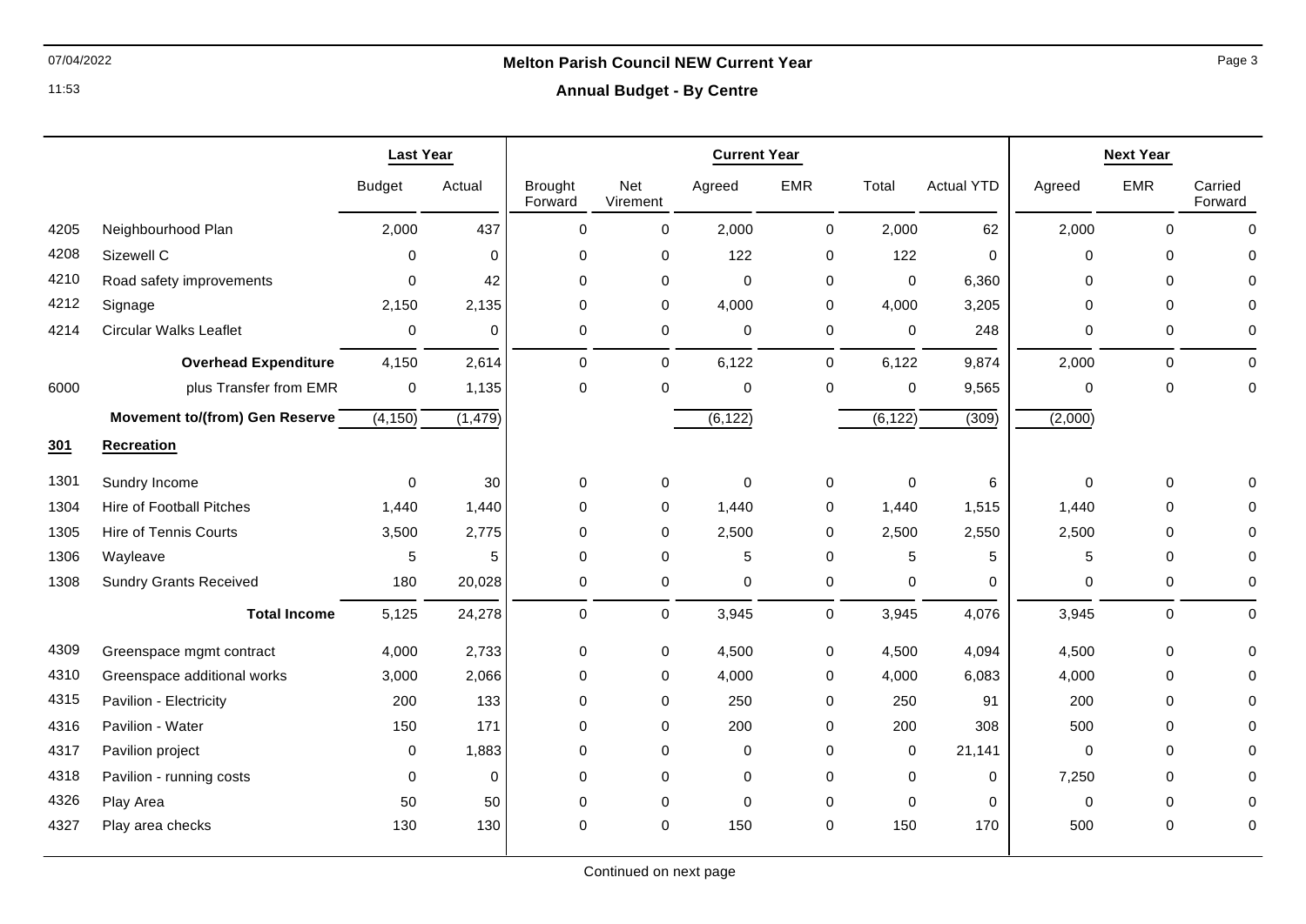# Melton Parish Council NEW Current Year

## Annual Budget - By Centre

| | | Last Year | | Current Year | | | | | | Next Year | | |
|---|---|---|---|---|---|---|---|---|---|---|---|---|
| | | Budget | Actual | Brought Forward | Net Virement | Agreed | EMR | Total | Actual YTD | Agreed | EMR | Carried Forward |
| 4205 | Neighbourhood Plan | 2,000 | 437 | 0 | 0 | 2,000 | 0 | 2,000 | 62 | 2,000 | 0 | 0 |
| 4208 | Sizewell C | 0 | 0 | 0 | 0 | 122 | 0 | 122 | 0 | 0 | 0 | 0 |
| 4210 | Road safety improvements | 0 | 42 | 0 | 0 | 0 | 0 | 0 | 6,360 | 0 | 0 | 0 |
| 4212 | Signage | 2,150 | 2,135 | 0 | 0 | 4,000 | 0 | 4,000 | 3,205 | 0 | 0 | 0 |
| 4214 | Circular Walks Leaflet | 0 | 0 | 0 | 0 | 0 | 0 | 0 | 248 | 0 | 0 | 0 |
| | **Overhead Expenditure** | 4,150 | 2,614 | 0 | 0 | 6,122 | 0 | 6,122 | 9,874 | 2,000 | 0 | 0 |
| 6000 | plus Transfer from EMR | 0 | 1,135 | 0 | 0 | 0 | 0 | 0 | 9,565 | 0 | 0 | 0 |
| | **Movement to/(from) Gen Reserve** | (4,150) | (1,479) | | | (6,122) | | (6,122) | (309) | (2,000) | | |
| **301** | **Recreation** | | | | | | | | | | | |
| 1301 | Sundry Income | 0 | 30 | 0 | 0 | 0 | 0 | 0 | 6 | 0 | 0 | 0 |
| 1304 | Hire of Football Pitches | 1,440 | 1,440 | 0 | 0 | 1,440 | 0 | 1,440 | 1,515 | 1,440 | 0 | 0 |
| 1305 | Hire of Tennis Courts | 3,500 | 2,775 | 0 | 0 | 2,500 | 0 | 2,500 | 2,550 | 2,500 | 0 | 0 |
| 1306 | Wayleave | 5 | 5 | 0 | 0 | 5 | 0 | 5 | 5 | 5 | 0 | 0 |
| 1308 | Sundry Grants Received | 180 | 20,028 | 0 | 0 | 0 | 0 | 0 | 0 | 0 | 0 | 0 |
| | **Total Income** | 5,125 | 24,278 | 0 | 0 | 3,945 | 0 | 3,945 | 4,076 | 3,945 | 0 | 0 |
| 4309 | Greenspace mgmt contract | 4,000 | 2,733 | 0 | 0 | 4,500 | 0 | 4,500 | 4,094 | 4,500 | 0 | 0 |
| 4310 | Greenspace additional works | 3,000 | 2,066 | 0 | 0 | 4,000 | 0 | 4,000 | 6,083 | 4,000 | 0 | 0 |
| 4315 | Pavilion - Electricity | 200 | 133 | 0 | 0 | 250 | 0 | 250 | 91 | 200 | 0 | 0 |
| 4316 | Pavilion - Water | 150 | 171 | 0 | 0 | 200 | 0 | 200 | 308 | 500 | 0 | 0 |
| 4317 | Pavilion project | 0 | 1,883 | 0 | 0 | 0 | 0 | 0 | 21,141 | 0 | 0 | 0 |
| 4318 | Pavilion - running costs | 0 | 0 | 0 | 0 | 0 | 0 | 0 | 0 | 7,250 | 0 | 0 |
| 4326 | Play Area | 50 | 50 | 0 | 0 | 0 | 0 | 0 | 0 | 0 | 0 | 0 |
| 4327 | Play area checks | 130 | 130 | 0 | 0 | 150 | 0 | 150 | 170 | 500 | 0 | 0 |

Continued on next page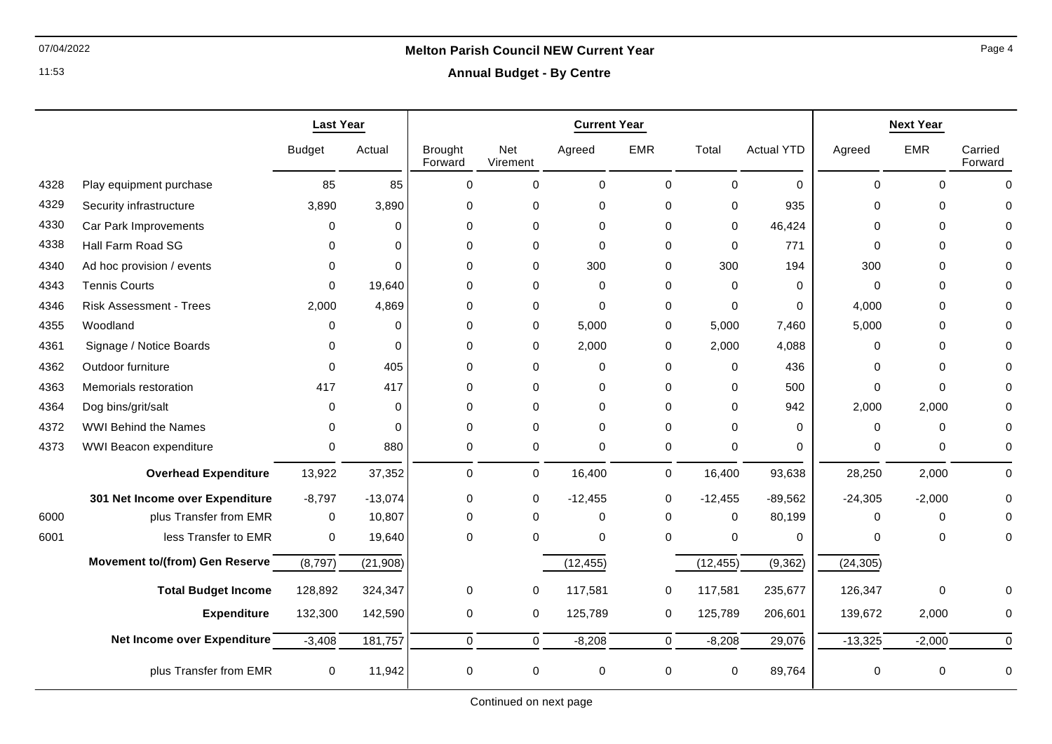# Melton Parish Council NEW Current Year

## Annual Budget - By Centre

| | | Last Year | | Current Year | | | | | | Next Year | | |
|---|---|---|---|---|---|---|---|---|---|---|---|---|
| | | Budget | Actual | Brought Forward | Net Virement | Agreed | EMR | Total | Actual YTD | Agreed | EMR | Carried Forward |
| 4328 | Play equipment purchase | 85 | 85 | 0 | 0 | 0 | 0 | 0 | 0 | 0 | 0 | 0 |
| 4329 | Security infrastructure | 3,890 | 3,890 | 0 | 0 | 0 | 0 | 0 | 935 | 0 | 0 | 0 |
| 4330 | Car Park Improvements | 0 | 0 | 0 | 0 | 0 | 0 | 0 | 46,424 | 0 | 0 | 0 |
| 4338 | Hall Farm Road SG | 0 | 0 | 0 | 0 | 0 | 0 | 0 | 771 | 0 | 0 | 0 |
| 4340 | Ad hoc provision / events | 0 | 0 | 0 | 0 | 300 | 0 | 300 | 194 | 300 | 0 | 0 |
| 4343 | Tennis Courts | 0 | 19,640 | 0 | 0 | 0 | 0 | 0 | 0 | 0 | 0 | 0 |
| 4346 | Risk Assessment - Trees | 2,000 | 4,869 | 0 | 0 | 0 | 0 | 0 | 0 | 4,000 | 0 | 0 |
| 4355 | Woodland | 0 | 0 | 0 | 0 | 5,000 | 0 | 5,000 | 7,460 | 5,000 | 0 | 0 |
| 4361 | Signage / Notice Boards | 0 | 0 | 0 | 0 | 2,000 | 0 | 2,000 | 4,088 | 0 | 0 | 0 |
| 4362 | Outdoor furniture | 0 | 405 | 0 | 0 | 0 | 0 | 0 | 436 | 0 | 0 | 0 |
| 4363 | Memorials restoration | 417 | 417 | 0 | 0 | 0 | 0 | 0 | 500 | 0 | 0 | 0 |
| 4364 | Dog bins/grit/salt | 0 | 0 | 0 | 0 | 0 | 0 | 0 | 942 | 2,000 | 2,000 | 0 |
| 4372 | WWI Behind the Names | 0 | 0 | 0 | 0 | 0 | 0 | 0 | 0 | 0 | 0 | 0 |
| 4373 | WWI Beacon expenditure | 0 | 880 | 0 | 0 | 0 | 0 | 0 | 0 | 0 | 0 | 0 |
| | **Overhead Expenditure** | 13,922 | 37,352 | 0 | 0 | 16,400 | 0 | 16,400 | 93,638 | 28,250 | 2,000 | 0 |
| | **301 Net Income over Expenditure** | -8,797 | -13,074 | 0 | 0 | -12,455 | 0 | -12,455 | -89,562 | -24,305 | -2,000 | 0 |
| 6000 | plus Transfer from EMR | 0 | 10,807 | 0 | 0 | 0 | 0 | 0 | 80,199 | 0 | 0 | 0 |
| 6001 | less Transfer to EMR | 0 | 19,640 | 0 | 0 | 0 | 0 | 0 | 0 | 0 | 0 | 0 |
| | **Movement to/(from) Gen Reserve** | (8,797) | (21,908) | | | (12,455) | | (12,455) | (9,362) | (24,305) | | |
| | **Total Budget Income** | 128,892 | 324,347 | 0 | 0 | 117,581 | 0 | 117,581 | 235,677 | 126,347 | 0 | 0 |
| | **Expenditure** | 132,300 | 142,590 | 0 | 0 | 125,789 | 0 | 125,789 | 206,601 | 139,672 | 2,000 | 0 |
| | **Net Income over Expenditure** | -3,408 | 181,757 | 0 | 0 | -8,208 | 0 | -8,208 | 29,076 | -13,325 | -2,000 | 0 |
| | plus Transfer from EMR | 0 | 11,942 | 0 | 0 | 0 | 0 | 0 | 89,764 | 0 | 0 | 0 |

Continued on next page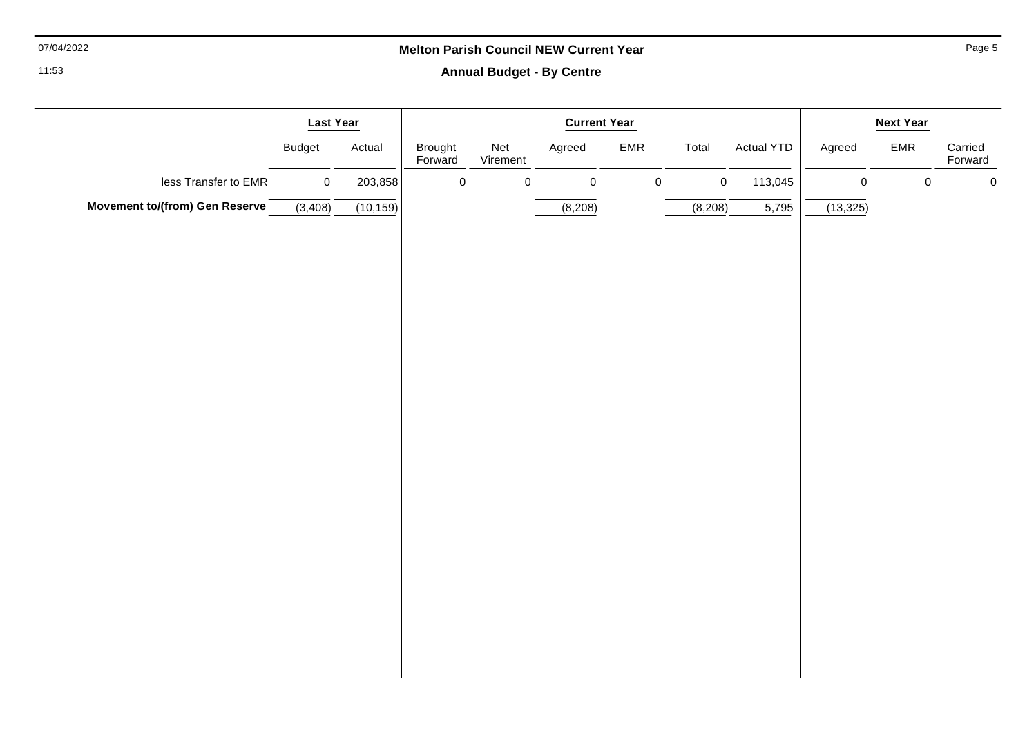**Melton Parish Council NEW Current Year**

**Annual Budget - By Centre**

| | Last Year | | Current Year | | | | | | Next Year | | |
|---|---|---|---|---|---|---|---|---|---|---|---|
| | Budget | Actual | Brought Forward | Net Virement | Agreed | EMR | Total | Actual YTD | Agreed | EMR | Carried Forward |
| less Transfer to EMR | 0 | 203,858 | 0 | 0 | 0 | 0 | 0 | 113,045 | 0 | 0 | 0 |
| **Movement to/(from) Gen Reserve** | (3,408) | (10,159) | | | (8,208) | | (8,208) | 5,795 | (13,325) | | |